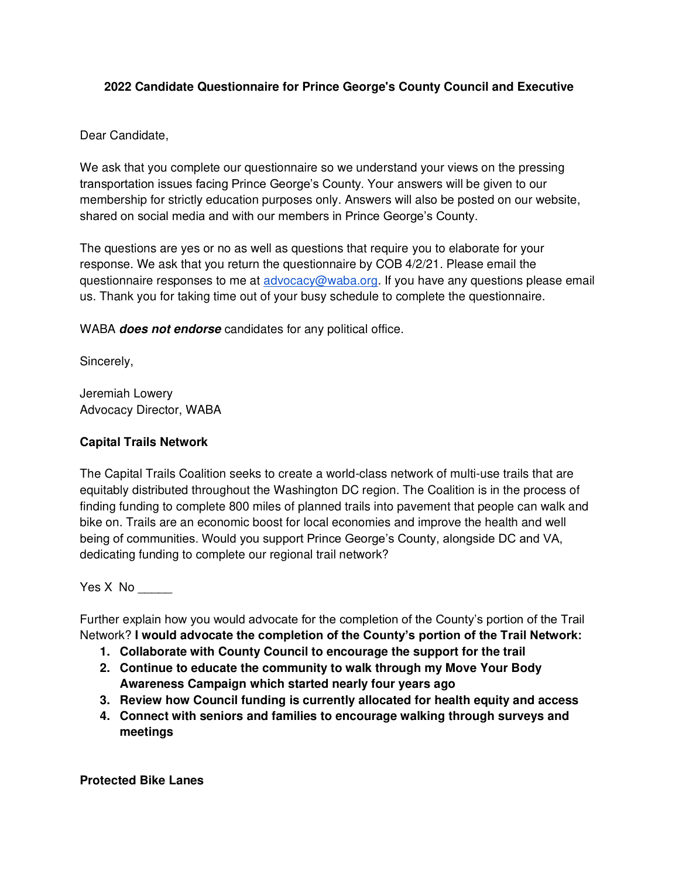**2022 Candidate Questionnaire for Prince George's County Council and Executive**

Dear Candidate,

We ask that you complete our questionnaire so we understand your views on the pressing transportation issues facing Prince George's County. Your answers will be given to our membership for strictly education purposes only. Answers will also be posted on our website, shared on social media and with our members in Prince George's County.

The questions are yes or no as well as questions that require you to elaborate for your response. We ask that you return the questionnaire by COB 4/2/21. Please email the questionnaire responses to me at advocacy@waba.org. If you have any questions please email us. Thank you for taking time out of your busy schedule to complete the questionnaire.

WABA ***does not endorse*** candidates for any political office.

Sincerely,

Jeremiah Lowery
Advocacy Director, WABA

**Capital Trails Network**

The Capital Trails Coalition seeks to create a world-class network of multi-use trails that are equitably distributed throughout the Washington DC region. The Coalition is in the process of finding funding to complete 800 miles of planned trails into pavement that people can walk and bike on. Trails are an economic boost for local economies and improve the health and well being of communities. Would you support Prince George's County, alongside DC and VA, dedicating funding to complete our regional trail network?

Yes X No _____

Further explain how you would advocate for the completion of the County's portion of the Trail Network? **I would advocate the completion of the County's portion of the Trail Network:**

1. **Collaborate with County Council to encourage the support for the trail**
2. **Continue to educate the community to walk through my Move Your Body Awareness Campaign which started nearly four years ago**
3. **Review how Council funding is currently allocated for health equity and access**
4. **Connect with seniors and families to encourage walking through surveys and meetings**

**Protected Bike Lanes**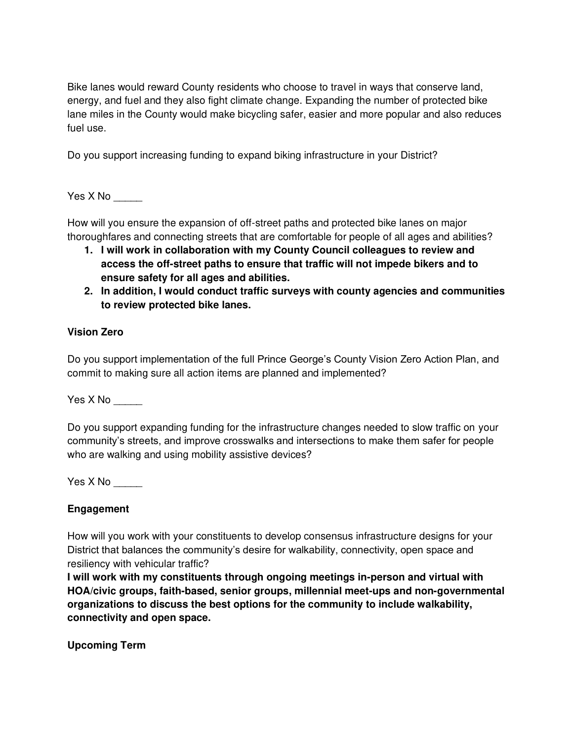Bike lanes would reward County residents who choose to travel in ways that conserve land, energy, and fuel and they also fight climate change. Expanding the number of protected bike lane miles in the County would make bicycling safer, easier and more popular and also reduces fuel use.

Do you support increasing funding to expand biking infrastructure in your District?

Yes X No _____

How will you ensure the expansion of off-street paths and protected bike lanes on major thoroughfares and connecting streets that are comfortable for people of all ages and abilities?

1. **I will work in collaboration with my County Council colleagues to review and access the off-street paths to ensure that traffic will not impede bikers and to ensure safety for all ages and abilities.**
2. **In addition, I would conduct traffic surveys with county agencies and communities to review protected bike lanes.**

**Vision Zero**

Do you support implementation of the full Prince George's County Vision Zero Action Plan, and commit to making sure all action items are planned and implemented?

Yes X No _____

Do you support expanding funding for the infrastructure changes needed to slow traffic on your community's streets, and improve crosswalks and intersections to make them safer for people who are walking and using mobility assistive devices?

Yes X No _____

**Engagement**

How will you work with your constituents to develop consensus infrastructure designs for your District that balances the community's desire for walkability, connectivity, open space and resiliency with vehicular traffic?

**I will work with my constituents through ongoing meetings in-person and virtual with HOA/civic groups, faith-based, senior groups, millennial meet-ups and non-governmental organizations to discuss the best options for the community to include walkability, connectivity and open space.**

**Upcoming Term**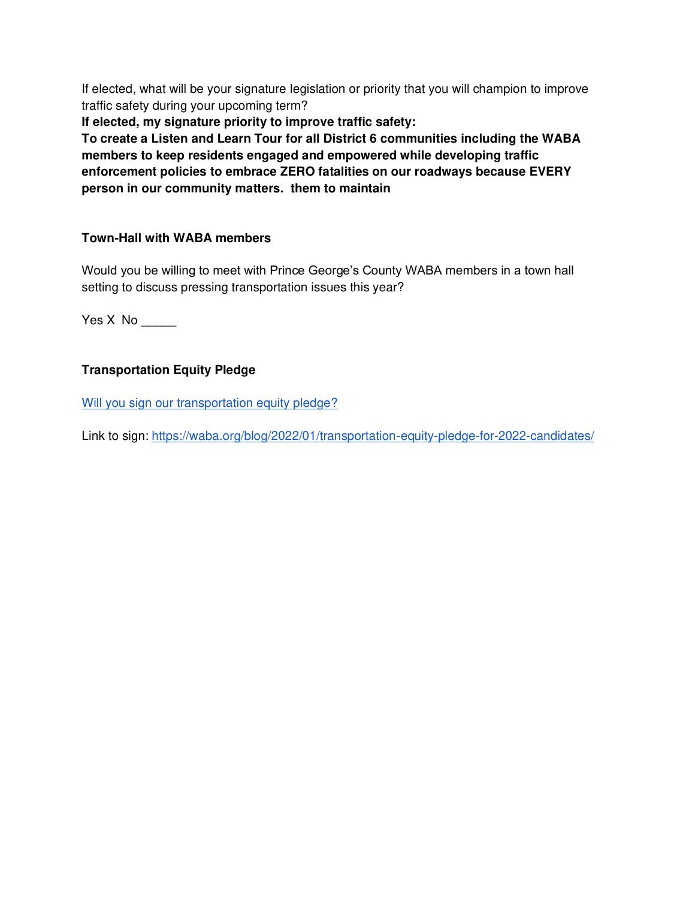If elected, what will be your signature legislation or priority that you will champion to improve traffic safety during your upcoming term?

**If elected, my signature priority to improve traffic safety:**
**To create a Listen and Learn Tour for all District 6 communities including the WABA members to keep residents engaged and empowered while developing traffic enforcement policies to embrace ZERO fatalities on our roadways because EVERY person in our community matters.  them to maintain**

### Town-Hall with WABA members

Would you be willing to meet with Prince George's County WABA members in a town hall setting to discuss pressing transportation issues this year?

Yes X  No _____

### Transportation Equity Pledge

[Will you sign our transportation equity pledge?](https://waba.org/blog/2022/01/transportation-equity-pledge-for-2022-candidates/)

Link to sign: https://waba.org/blog/2022/01/transportation-equity-pledge-for-2022-candidates/